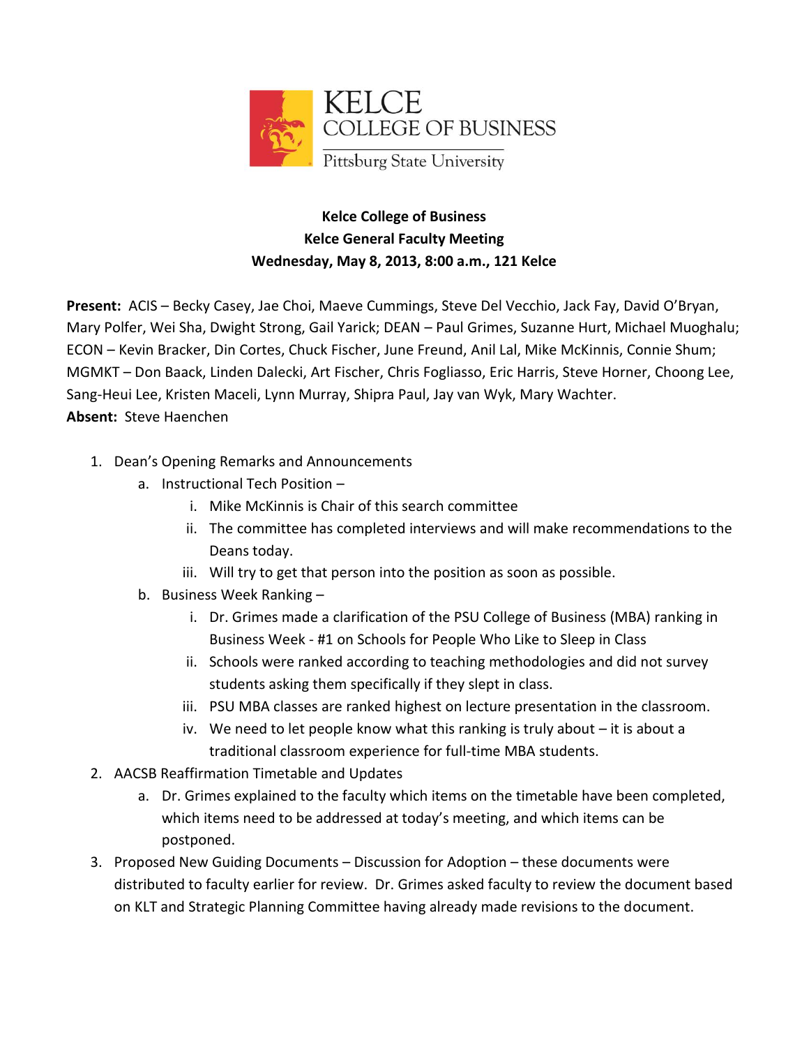KELCE
COLLEGE OF BUSINESS
Pittsburg State University

**Kelce College of Business**
**Kelce General Faculty Meeting**
**Wednesday, May 8, 2013, 8:00 a.m., 121 Kelce**

**Present:** ACIS – Becky Casey, Jae Choi, Maeve Cummings, Steve Del Vecchio, Jack Fay, David O'Bryan, Mary Polfer, Wei Sha, Dwight Strong, Gail Yarick; DEAN – Paul Grimes, Suzanne Hurt, Michael Muoghalu; ECON – Kevin Bracker, Din Cortes, Chuck Fischer, June Freund, Anil Lal, Mike McKinnis, Connie Shum; MGMKT – Don Baack, Linden Dalecki, Art Fischer, Chris Fogliasso, Eric Harris, Steve Horner, Choong Lee, Sang-Heui Lee, Kristen Maceli, Lynn Murray, Shipra Paul, Jay van Wyk, Mary Wachter.
**Absent:** Steve Haenchen

1. Dean's Opening Remarks and Announcements
   a. Instructional Tech Position –
      i. Mike McKinnis is Chair of this search committee
      ii. The committee has completed interviews and will make recommendations to the Deans today.
      iii. Will try to get that person into the position as soon as possible.
   b. Business Week Ranking –
      i. Dr. Grimes made a clarification of the PSU College of Business (MBA) ranking in Business Week - #1 on Schools for People Who Like to Sleep in Class
      ii. Schools were ranked according to teaching methodologies and did not survey students asking them specifically if they slept in class.
      iii. PSU MBA classes are ranked highest on lecture presentation in the classroom.
      iv. We need to let people know what this ranking is truly about – it is about a traditional classroom experience for full-time MBA students.
2. AACSB Reaffirmation Timetable and Updates
   a. Dr. Grimes explained to the faculty which items on the timetable have been completed, which items need to be addressed at today's meeting, and which items can be postponed.
3. Proposed New Guiding Documents – Discussion for Adoption – these documents were distributed to faculty earlier for review. Dr. Grimes asked faculty to review the document based on KLT and Strategic Planning Committee having already made revisions to the document.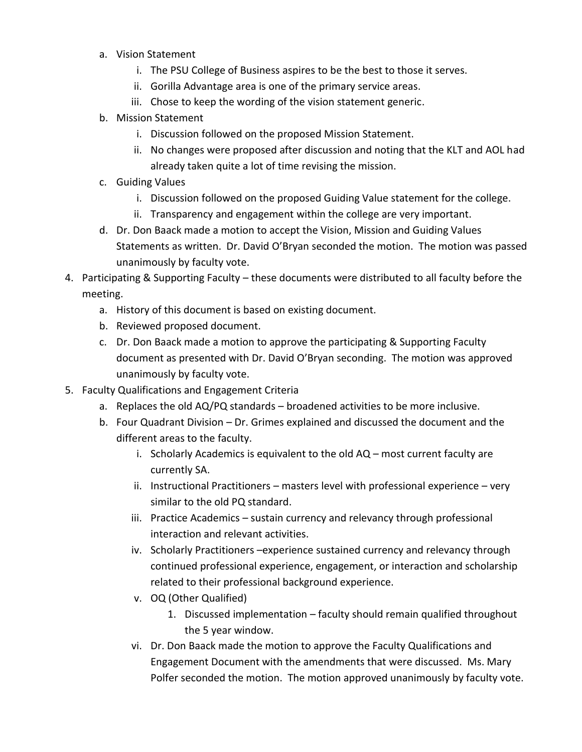a. Vision Statement
    i. The PSU College of Business aspires to be the best to those it serves.
    ii. Gorilla Advantage area is one of the primary service areas.
    iii. Chose to keep the wording of the vision statement generic.
b. Mission Statement
    i. Discussion followed on the proposed Mission Statement.
    ii. No changes were proposed after discussion and noting that the KLT and AOL had already taken quite a lot of time revising the mission.
c. Guiding Values
    i. Discussion followed on the proposed Guiding Value statement for the college.
    ii. Transparency and engagement within the college are very important.
d. Dr. Don Baack made a motion to accept the Vision, Mission and Guiding Values Statements as written. Dr. David O'Bryan seconded the motion. The motion was passed unanimously by faculty vote.

4. Participating & Supporting Faculty – these documents were distributed to all faculty before the meeting.
    a. History of this document is based on existing document.
    b. Reviewed proposed document.
    c. Dr. Don Baack made a motion to approve the participating & Supporting Faculty document as presented with Dr. David O'Bryan seconding. The motion was approved unanimously by faculty vote.
5. Faculty Qualifications and Engagement Criteria
    a. Replaces the old AQ/PQ standards – broadened activities to be more inclusive.
    b. Four Quadrant Division – Dr. Grimes explained and discussed the document and the different areas to the faculty.
        i. Scholarly Academics is equivalent to the old AQ – most current faculty are currently SA.
        ii. Instructional Practitioners – masters level with professional experience – very similar to the old PQ standard.
        iii. Practice Academics – sustain currency and relevancy through professional interaction and relevant activities.
        iv. Scholarly Practitioners –experience sustained currency and relevancy through continued professional experience, engagement, or interaction and scholarship related to their professional background experience.
        v. OQ (Other Qualified)
            1. Discussed implementation – faculty should remain qualified throughout the 5 year window.
        vi. Dr. Don Baack made the motion to approve the Faculty Qualifications and Engagement Document with the amendments that were discussed. Ms. Mary Polfer seconded the motion. The motion approved unanimously by faculty vote.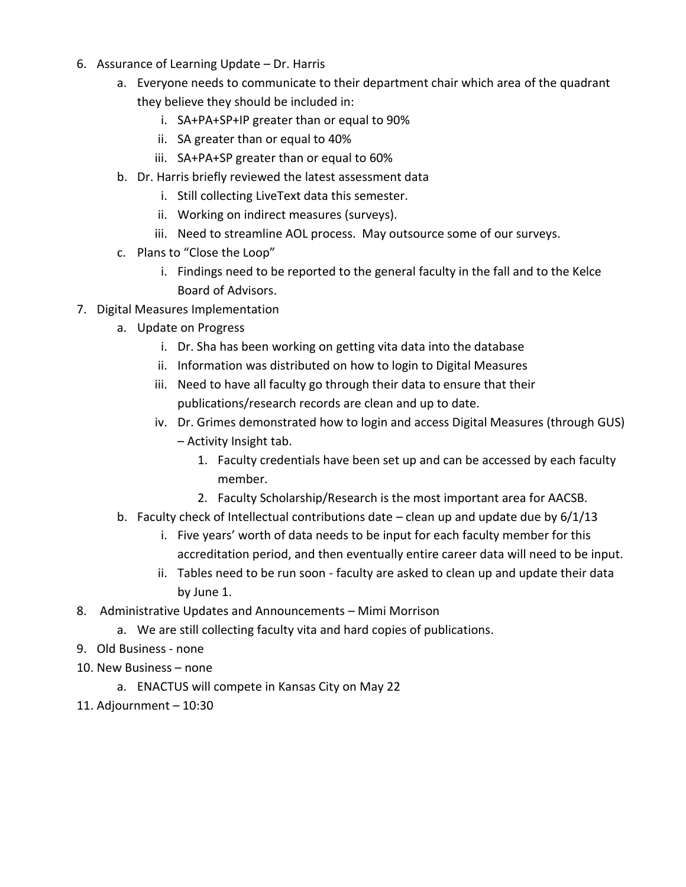6. Assurance of Learning Update – Dr. Harris
    a. Everyone needs to communicate to their department chair which area of the quadrant they believe they should be included in:
        i. SA+PA+SP+IP greater than or equal to 90%
        ii. SA greater than or equal to 40%
        iii. SA+PA+SP greater than or equal to 60%
    b. Dr. Harris briefly reviewed the latest assessment data
        i. Still collecting LiveText data this semester.
        ii. Working on indirect measures (surveys).
        iii. Need to streamline AOL process. May outsource some of our surveys.
    c. Plans to "Close the Loop"
        i. Findings need to be reported to the general faculty in the fall and to the Kelce Board of Advisors.
7. Digital Measures Implementation
    a. Update on Progress
        i. Dr. Sha has been working on getting vita data into the database
        ii. Information was distributed on how to login to Digital Measures
        iii. Need to have all faculty go through their data to ensure that their publications/research records are clean and up to date.
        iv. Dr. Grimes demonstrated how to login and access Digital Measures (through GUS) – Activity Insight tab.
            1. Faculty credentials have been set up and can be accessed by each faculty member.
            2. Faculty Scholarship/Research is the most important area for AACSB.
    b. Faculty check of Intellectual contributions date – clean up and update due by 6/1/13
        i. Five years' worth of data needs to be input for each faculty member for this accreditation period, and then eventually entire career data will need to be input.
        ii. Tables need to be run soon - faculty are asked to clean up and update their data by June 1.
8. Administrative Updates and Announcements – Mimi Morrison
    a. We are still collecting faculty vita and hard copies of publications.
9. Old Business - none
10. New Business – none
    a. ENACTUS will compete in Kansas City on May 22
11. Adjournment – 10:30